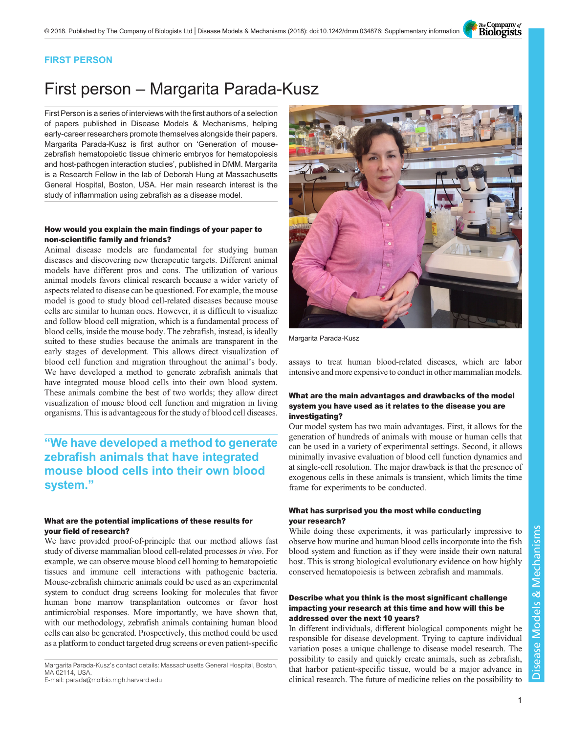FIRST PERSON

# First person – Margarita Parada-Kusz

First Person is a series of interviews with the first authors of a selection of papers published in Disease Models & Mechanisms, helping early-career researchers promote themselves alongside their papers. Margarita Parada-Kusz is first author on 'Generation of mouse-zebrafish hematopoietic tissue chimeric embryos for hematopoiesis and host-pathogen interaction studies', published in DMM. Margarita is a Research Fellow in the lab of Deborah Hung at Massachusetts General Hospital, Boston, USA. Her main research interest is the study of inflammation using zebrafish as a disease model.

Margarita Parada-Kusz

### How would you explain the main findings of your paper to non-scientific family and friends?

Animal disease models are fundamental for studying human diseases and discovering new therapeutic targets. Different animal models have different pros and cons. The utilization of various animal models favors clinical research because a wider variety of aspects related to disease can be questioned. For example, the mouse model is good to study blood cell-related diseases because mouse cells are similar to human ones. However, it is difficult to visualize and follow blood cell migration, which is a fundamental process of blood cells, inside the mouse body. The zebrafish, instead, is ideally suited to these studies because the animals are transparent in the early stages of development. This allows direct visualization of blood cell function and migration throughout the animal's body. We have developed a method to generate zebrafish animals that have integrated mouse blood cells into their own blood system. These animals combine the best of two worlds; they allow direct visualization of mouse blood cell function and migration in living organisms. This is advantageous for the study of blood cell diseases.

> "We have developed a method to generate zebrafish animals that have integrated mouse blood cells into their own blood system."

### What are the potential implications of these results for your field of research?

We have provided proof-of-principle that our method allows fast study of diverse mammalian blood cell-related processes *in vivo*. For example, we can observe mouse blood cell homing to hematopoietic tissues and immune cell interactions with pathogenic bacteria. Mouse-zebrafish chimeric animals could be used as an experimental system to conduct drug screens looking for molecules that favor human bone marrow transplantation outcomes or favor host antimicrobial responses. More importantly, we have shown that, with our methodology, zebrafish animals containing human blood cells can also be generated. Prospectively, this method could be used as a platform to conduct targeted drug screens or even patient-specific assays to treat human blood-related diseases, which are labor intensive and more expensive to conduct in other mammalian models.

### What are the main advantages and drawbacks of the model system you have used as it relates to the disease you are investigating?

Our model system has two main advantages. First, it allows for the generation of hundreds of animals with mouse or human cells that can be used in a variety of experimental settings. Second, it allows minimally invasive evaluation of blood cell function dynamics and at single-cell resolution. The major drawback is that the presence of exogenous cells in these animals is transient, which limits the time frame for experiments to be conducted.

### What has surprised you the most while conducting your research?

While doing these experiments, it was particularly impressive to observe how murine and human blood cells incorporate into the fish blood system and function as if they were inside their own natural host. This is strong biological evolutionary evidence on how highly conserved hematopoiesis is between zebrafish and mammals.

### Describe what you think is the most significant challenge impacting your research at this time and how will this be addressed over the next 10 years?

In different individuals, different biological components might be responsible for disease development. Trying to capture individual variation poses a unique challenge to disease model research. The possibility to easily and quickly create animals, such as zebrafish, that harbor patient-specific tissue, would be a major advance in clinical research. The future of medicine relies on the possibility to

Margarita Parada-Kusz's contact details: Massachusetts General Hospital, Boston, MA 02114, USA.
E-mail: parada@molbio.mgh.harvard.edu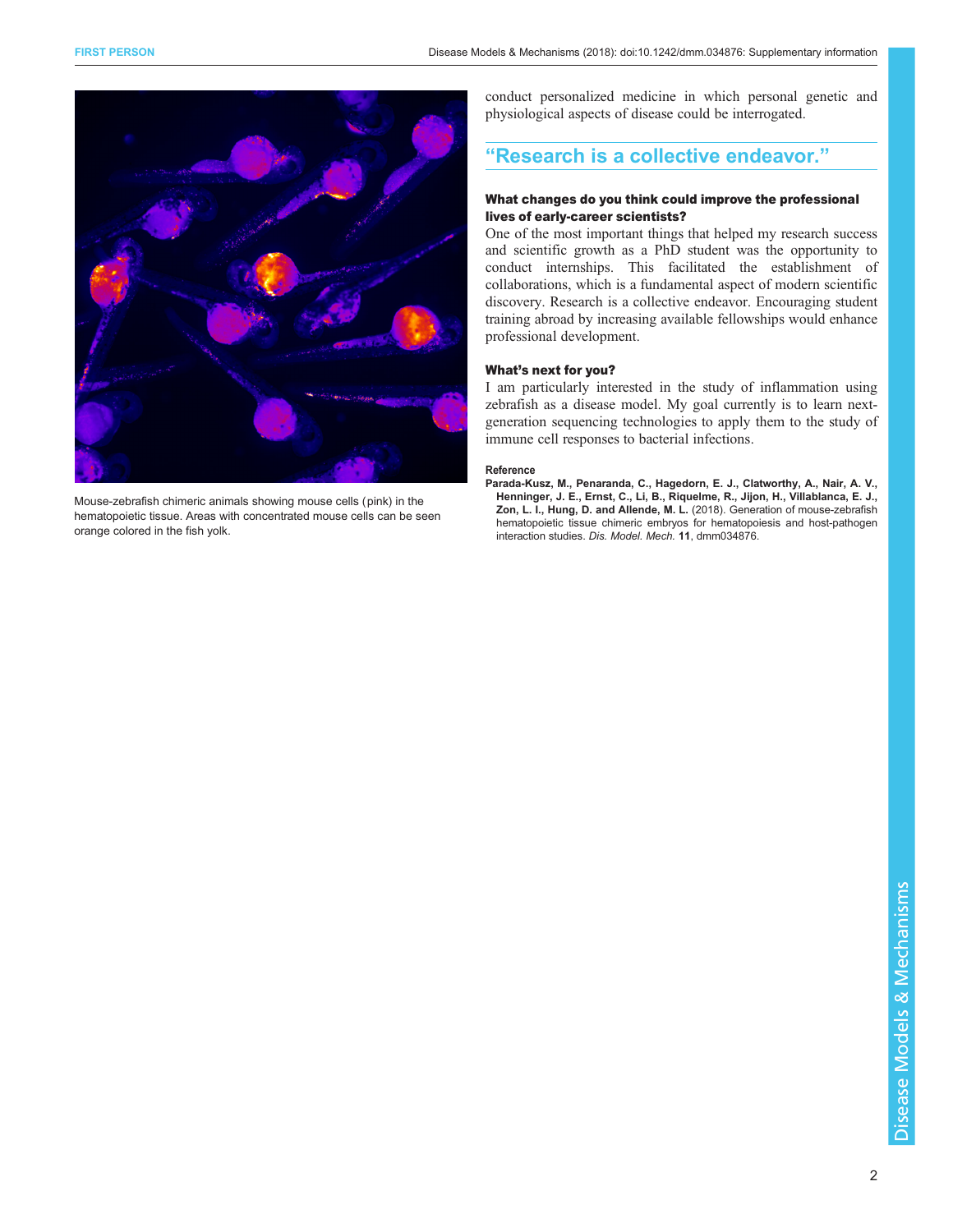Mouse-zebrafish chimeric animals showing mouse cells (pink) in the hematopoietic tissue. Areas with concentrated mouse cells can be seen orange colored in the fish yolk.

conduct personalized medicine in which personal genetic and physiological aspects of disease could be interrogated.

## "Research is a collective endeavor."

### What changes do you think could improve the professional lives of early-career scientists?

One of the most important things that helped my research success and scientific growth as a PhD student was the opportunity to conduct internships. This facilitated the establishment of collaborations, which is a fundamental aspect of modern scientific discovery. Research is a collective endeavor. Encouraging student training abroad by increasing available fellowships would enhance professional development.

### What's next for you?

I am particularly interested in the study of inflammation using zebrafish as a disease model. My goal currently is to learn next-generation sequencing technologies to apply them to the study of immune cell responses to bacterial infections.

#### Reference

**Parada-Kusz, M., Penaranda, C., Hagedorn, E. J., Clatworthy, A., Nair, A. V., Henninger, J. E., Ernst, C., Li, B., Riquelme, R., Jijon, H., Villablanca, E. J., Zon, L. I., Hung, D. and Allende, M. L.** (2018). Generation of mouse-zebrafish hematopoietic tissue chimeric embryos for hematopoiesis and host-pathogen interaction studies. *Dis. Model. Mech.* **11**, dmm034876.